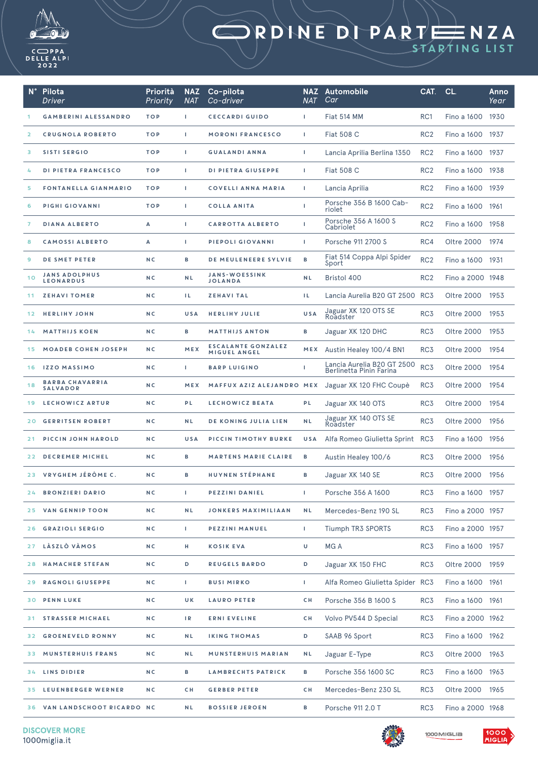# ORDINE DI PARTENZA
## STARTING LIST

COPPA DELLE ALPI 2022

| N° | Pilota *Driver* | Priorità *Priority* | NAZ *NAT* | Co-pilota *Co-driver* | NAZ *NAT* | Automobile *Car* | CAT. | CL. | Anno *Year* |
|---|---|---|---|---|---|---|---|---|---|
| 1 | GAMBERINI ALESSANDRO | TOP | I | CECCARDI GUIDO | I | Fiat 514 MM | RC1 | Fino a 1600 | 1930 |
| 2 | CRUGNOLA ROBERTO | TOP | I | MORONI FRANCESCO | I | Fiat 508 C | RC2 | Fino a 1600 | 1937 |
| 3 | SISTI SERGIO | TOP | I | GUALANDI ANNA | I | Lancia Aprilia Berlina 1350 | RC2 | Fino a 1600 | 1937 |
| 4 | DI PIETRA FRANCESCO | TOP | I | DI PIETRA GIUSEPPE | I | Fiat 508 C | RC2 | Fino a 1600 | 1938 |
| 5 | FONTANELLA GIANMARIO | TOP | I | COVELLI ANNA MARIA | I | Lancia Aprilia | RC2 | Fino a 1600 | 1939 |
| 6 | PIGHI GIOVANNI | TOP | I | COLLA ANITA | I | Porsche 356 B 1600 Cabriolet | RC2 | Fino a 1600 | 1961 |
| 7 | DIANA ALBERTO | A | I | CARROTTA ALBERTO | I | Porsche 356 A 1600 S Cabriolet | RC2 | Fino a 1600 | 1958 |
| 8 | CAMOSSI ALBERTO | A | I | PIEPOLI GIOVANNI | I | Porsche 911 2700 S | RC4 | Oltre 2000 | 1974 |
| 9 | DE SMET PETER | NC | B | DE MEULENEERE SYLVIE | B | Fiat 514 Coppa Alpi Spider Sport | RC2 | Fino a 1600 | 1931 |
| 10 | JANS ADOLPHUS LEONARDUS | NC | NL | JANS-WOESSINK JOLANDA | NL | Bristol 400 | RC2 | Fino a 2000 | 1948 |
| 11 | ZEHAVI TOMER | NC | IL | ZEHAVI TAL | IL | Lancia Aurelia B20 GT 2500 | RC3 | Oltre 2000 | 1953 |
| 12 | HERLIHY JOHN | NC | USA | HERLIHY JULIE | USA | Jaguar XK 120 OTS SE Roadster | RC3 | Oltre 2000 | 1953 |
| 14 | MATTHIJS KOEN | NC | B | MATTHIJS ANTON | B | Jaguar XK 120 DHC | RC3 | Oltre 2000 | 1953 |
| 15 | MOADEB COHEN JOSEPH | NC | MEX | ESCALANTE GONZALEZ MIGUEL ANGEL | MEX | Austin Healey 100/4 BN1 | RC3 | Oltre 2000 | 1954 |
| 16 | IZZO MASSIMO | NC | I | BARP LUIGINO | I | Lancia Aurelia B20 GT 2500 Berlinetta Pinin Farina | RC3 | Oltre 2000 | 1954 |
| 18 | BARBA CHAVARRIA SALVADOR | NC | MEX | MAFFUX AZIZ ALEJANDRO | MEX | Jaguar XK 120 FHC Coupè | RC3 | Oltre 2000 | 1954 |
| 19 | LECHOWICZ ARTUR | NC | PL | LECHOWICZ BEATA | PL | Jaguar XK 140 OTS | RC3 | Oltre 2000 | 1954 |
| 20 | GERRITSEN ROBERT | NC | NL | DE KONING JULIA LIEN | NL | Jaguar XK 140 OTS SE Roadster | RC3 | Oltre 2000 | 1956 |
| 21 | PICCIN JOHN HAROLD | NC | USA | PICCIN TIMOTHY BURKE | USA | Alfa Romeo Giulietta Sprint | RC3 | Fino a 1600 | 1956 |
| 22 | DECREMER MICHEL | NC | B | MARTENS MARIE CLAIRE | B | Austin Healey 100/6 | RC3 | Oltre 2000 | 1956 |
| 23 | VRYGHEM JÉRÔME C. | NC | B | HUYNEN STÉPHANE | B | Jaguar XK 140 SE | RC3 | Oltre 2000 | 1956 |
| 24 | BRONZIERI DARIO | NC | I | PEZZINI DANIEL | I | Porsche 356 A 1600 | RC3 | Fino a 1600 | 1957 |
| 25 | VAN GENNIP TOON | NC | NL | JONKERS MAXIMILIAAN | NL | Mercedes-Benz 190 SL | RC3 | Fino a 2000 | 1957 |
| 26 | GRAZIOLI SERGIO | NC | I | PEZZINI MANUEL | I | Tiumph TR3 SPORTS | RC3 | Fino a 2000 | 1957 |
| 27 | LÀSZLÒ VÀMOS | NC | H | KOSIK EVA | U | MG A | RC3 | Fino a 1600 | 1957 |
| 28 | HAMACHER STEFAN | NC | D | REUGELS BARDO | D | Jaguar XK 150 FHC | RC3 | Oltre 2000 | 1959 |
| 29 | RAGNOLI GIUSEPPE | NC | I | BUSI MIRKO | I | Alfa Romeo Giulietta Spider | RC3 | Fino a 1600 | 1961 |
| 30 | PENN LUKE | NC | UK | LAURO PETER | CH | Porsche 356 B 1600 S | RC3 | Fino a 1600 | 1961 |
| 31 | STRASSER MICHAEL | NC | IR | ERNI EVELINE | CH | Volvo PV544 D Special | RC3 | Fino a 2000 | 1962 |
| 32 | GROENEVELD RONNY | NC | NL | IKING THOMAS | D | SAAB 96 Sport | RC3 | Fino a 1600 | 1962 |
| 33 | MUNSTERHUIS FRANS | NC | NL | MUNSTERHUIS MARIAN | NL | Jaguar E-Type | RC3 | Oltre 2000 | 1963 |
| 34 | LINS DIDIER | NC | B | LAMBRECHTS PATRICK | B | Porsche 356 1600 SC | RC3 | Fino a 1600 | 1963 |
| 35 | LEUENBERGER WERNER | NC | CH | GERBER PETER | CH | Mercedes-Benz 230 SL | RC3 | Oltre 2000 | 1965 |
| 36 | VAN LANDSCHOOT RICARDO | NC | NL | BOSSIER JEROEN | B | Porsche 911 2.0 T | RC3 | Fino a 2000 | 1968 |

DISCOVER MORE
1000miglia.it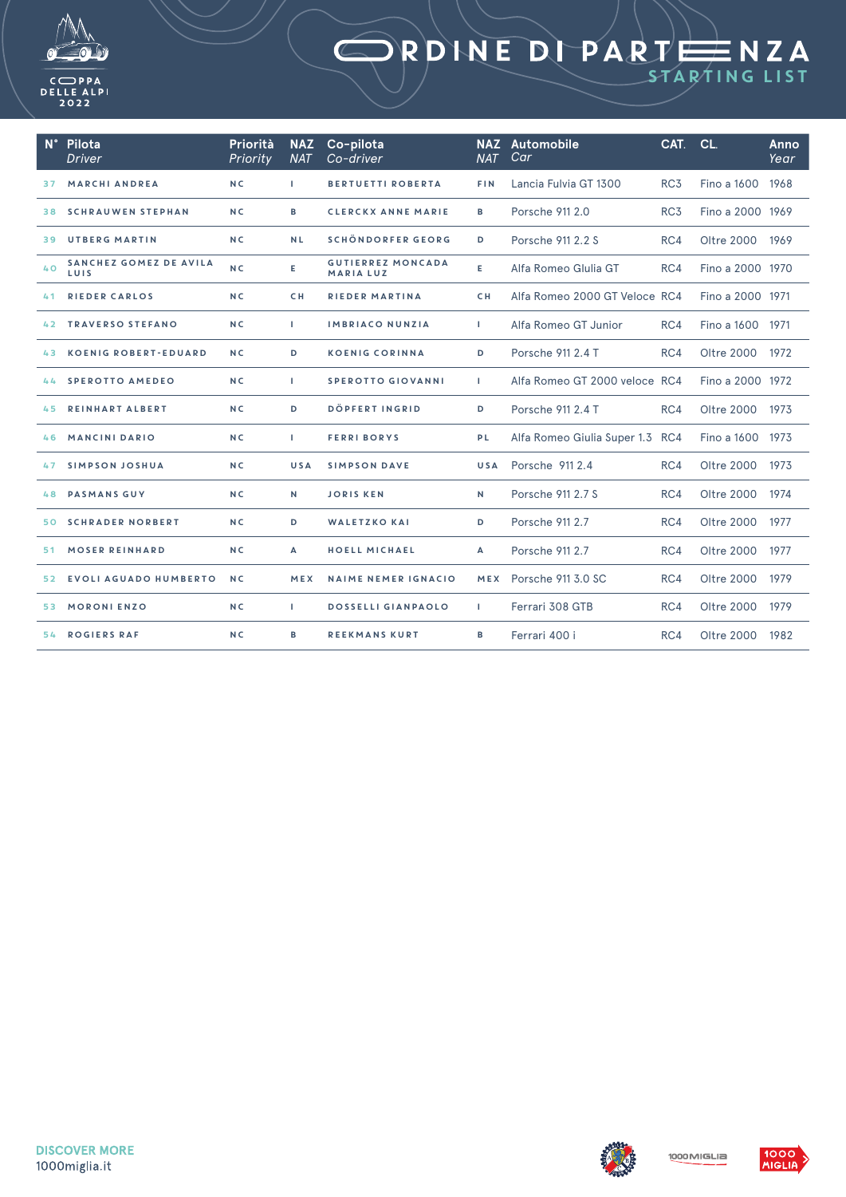# ORDINE DI PARTENZA

## STARTING LIST

COPPA DELLE ALPI 2022

| N° | Pilota *Driver* | Priorità *Priority* | NAZ *NAT* | Co-pilota *Co-driver* | NAZ *NAT* | Automobile *Car* | CAT. | CL. | Anno *Year* |
|---|---|---|---|---|---|---|---|---|---|
| 37 | MARCHI ANDREA | NC | I | BERTUETTI ROBERTA | FIN | Lancia Fulvia GT 1300 | RC3 | Fino a 1600 | 1968 |
| 38 | SCHRAUWEN STEPHAN | NC | B | CLERCKX ANNE MARIE | B | Porsche 911 2.0 | RC3 | Fino a 2000 | 1969 |
| 39 | UTBERG MARTIN | NC | NL | SCHÖNDORFER GEORG | D | Porsche 911 2.2 S | RC4 | Oltre 2000 | 1969 |
| 40 | SANCHEZ GOMEZ DE AVILA LUIS | NC | E | GUTIERREZ MONCADA MARIA LUZ | E | Alfa Romeo Glulia GT | RC4 | Fino a 2000 | 1970 |
| 41 | RIEDER CARLOS | NC | CH | RIEDER MARTINA | CH | Alfa Romeo 2000 GT Veloce | RC4 | Fino a 2000 | 1971 |
| 42 | TRAVERSO STEFANO | NC | I | IMBRIACO NUNZIA | I | Alfa Romeo GT Junior | RC4 | Fino a 1600 | 1971 |
| 43 | KOENIG ROBERT-EDUARD | NC | D | KOENIG CORINNA | D | Porsche 911 2.4 T | RC4 | Oltre 2000 | 1972 |
| 44 | SPEROTTO AMEDEO | NC | I | SPEROTTO GIOVANNI | I | Alfa Romeo GT 2000 veloce | RC4 | Fino a 2000 | 1972 |
| 45 | REINHART ALBERT | NC | D | DÖPFERT INGRID | D | Porsche 911 2.4 T | RC4 | Oltre 2000 | 1973 |
| 46 | MANCINI DARIO | NC | I | FERRI BORYS | PL | Alfa Romeo Giulia Super 1.3 | RC4 | Fino a 1600 | 1973 |
| 47 | SIMPSON JOSHUA | NC | USA | SIMPSON DAVE | USA | Porsche 911 2.4 | RC4 | Oltre 2000 | 1973 |
| 48 | PASMANS GUY | NC | N | JORIS KEN | N | Porsche 911 2.7 S | RC4 | Oltre 2000 | 1974 |
| 50 | SCHRADER NORBERT | NC | D | WALETZKO KAI | D | Porsche 911 2.7 | RC4 | Oltre 2000 | 1977 |
| 51 | MOSER REINHARD | NC | A | HOELL MICHAEL | A | Porsche 911 2.7 | RC4 | Oltre 2000 | 1977 |
| 52 | EVOLI AGUADO HUMBERTO | NC | MEX | NAIME NEMER IGNACIO | MEX | Porsche 911 3.0 SC | RC4 | Oltre 2000 | 1979 |
| 53 | MORONI ENZO | NC | I | DOSSELLI GIANPAOLO | I | Ferrari 308 GTB | RC4 | Oltre 2000 | 1979 |
| 54 | ROGIERS RAF | NC | B | REEKMANS KURT | B | Ferrari 400 i | RC4 | Oltre 2000 | 1982 |

DISCOVER MORE
1000miglia.it